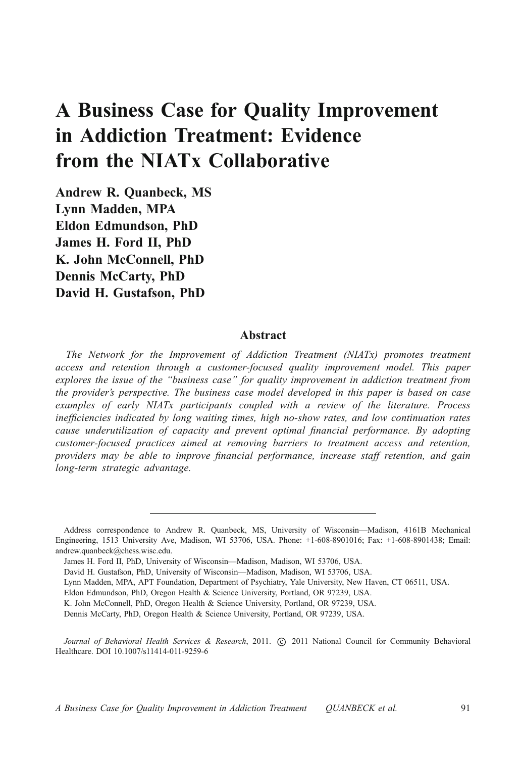# A Business Case for Quality Improvement in Addiction Treatment: Evidence from the NIATx Collaborative

**Andrew R. Quanbeck, MS**
**Lynn Madden, MPA**
**Eldon Edmundson, PhD**
**James H. Ford II, PhD**
**K. John McConnell, PhD**
**Dennis McCarty, PhD**
**David H. Gustafson, PhD**

## Abstract

*The Network for the Improvement of Addiction Treatment (NIATx) promotes treatment access and retention through a customer-focused quality improvement model. This paper explores the issue of the "business case" for quality improvement in addiction treatment from the provider's perspective. The business case model developed in this paper is based on case examples of early NIATx participants coupled with a review of the literature. Process inefficiencies indicated by long waiting times, high no-show rates, and low continuation rates cause underutilization of capacity and prevent optimal financial performance. By adopting customer-focused practices aimed at removing barriers to treatment access and retention, providers may be able to improve financial performance, increase staff retention, and gain long-term strategic advantage.*

---

Address correspondence to Andrew R. Quanbeck, MS, University of Wisconsin—Madison, 4161B Mechanical Engineering, 1513 University Ave, Madison, WI 53706, USA. Phone: +1-608-8901016; Fax: +1-608-8901438; Email: andrew.quanbeck@chess.wisc.edu.

James H. Ford II, PhD, University of Wisconsin—Madison, Madison, WI 53706, USA.

David H. Gustafson, PhD, University of Wisconsin—Madison, Madison, WI 53706, USA.

Lynn Madden, MPA, APT Foundation, Department of Psychiatry, Yale University, New Haven, CT 06511, USA.

Eldon Edmundson, PhD, Oregon Health & Science University, Portland, OR 97239, USA.

K. John McConnell, PhD, Oregon Health & Science University, Portland, OR 97239, USA.

Dennis McCarty, PhD, Oregon Health & Science University, Portland, OR 97239, USA.

*Journal of Behavioral Health Services & Research*, 2011. © 2011 National Council for Community Behavioral Healthcare. DOI 10.1007/s11414-011-9259-6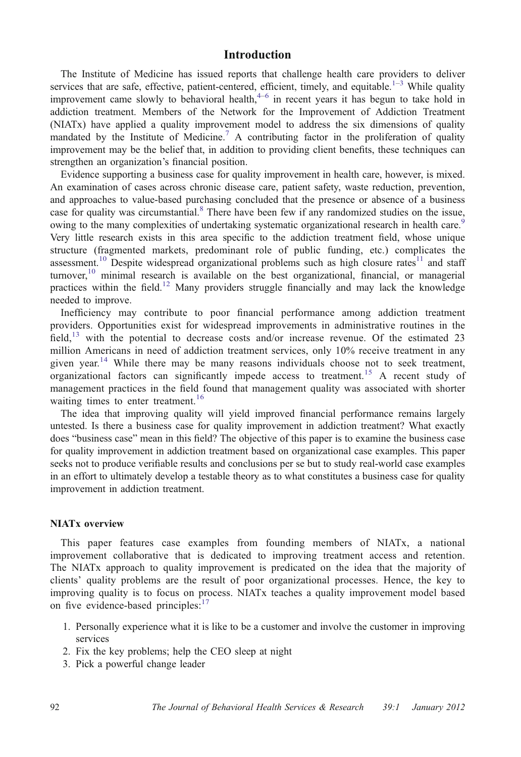## Introduction

The Institute of Medicine has issued reports that challenge health care providers to deliver services that are safe, effective, patient-centered, efficient, timely, and equitable.[1–3] While quality improvement came slowly to behavioral health,[4–6] in recent years it has begun to take hold in addiction treatment. Members of the Network for the Improvement of Addiction Treatment (NIATx) have applied a quality improvement model to address the six dimensions of quality mandated by the Institute of Medicine.[7] A contributing factor in the proliferation of quality improvement may be the belief that, in addition to providing client benefits, these techniques can strengthen an organization's financial position.

Evidence supporting a business case for quality improvement in health care, however, is mixed. An examination of cases across chronic disease care, patient safety, waste reduction, prevention, and approaches to value-based purchasing concluded that the presence or absence of a business case for quality was circumstantial.[8] There have been few if any randomized studies on the issue, owing to the many complexities of undertaking systematic organizational research in health care.[9] Very little research exists in this area specific to the addiction treatment field, whose unique structure (fragmented markets, predominant role of public funding, etc.) complicates the assessment.[10] Despite widespread organizational problems such as high closure rates[11] and staff turnover,[10] minimal research is available on the best organizational, financial, or managerial practices within the field.[12] Many providers struggle financially and may lack the knowledge needed to improve.

Inefficiency may contribute to poor financial performance among addiction treatment providers. Opportunities exist for widespread improvements in administrative routines in the field,[13] with the potential to decrease costs and/or increase revenue. Of the estimated 23 million Americans in need of addiction treatment services, only 10% receive treatment in any given year.[14] While there may be many reasons individuals choose not to seek treatment, organizational factors can significantly impede access to treatment.[15] A recent study of management practices in the field found that management quality was associated with shorter waiting times to enter treatment.[16]

The idea that improving quality will yield improved financial performance remains largely untested. Is there a business case for quality improvement in addiction treatment? What exactly does "business case" mean in this field? The objective of this paper is to examine the business case for quality improvement in addiction treatment based on organizational case examples. This paper seeks not to produce verifiable results and conclusions per se but to study real-world case examples in an effort to ultimately develop a testable theory as to what constitutes a business case for quality improvement in addiction treatment.

### NIATx overview

This paper features case examples from founding members of NIATx, a national improvement collaborative that is dedicated to improving treatment access and retention. The NIATx approach to quality improvement is predicated on the idea that the majority of clients' quality problems are the result of poor organizational processes. Hence, the key to improving quality is to focus on process. NIATx teaches a quality improvement model based on five evidence-based principles:[17]

1. Personally experience what it is like to be a customer and involve the customer in improving services
2. Fix the key problems; help the CEO sleep at night
3. Pick a powerful change leader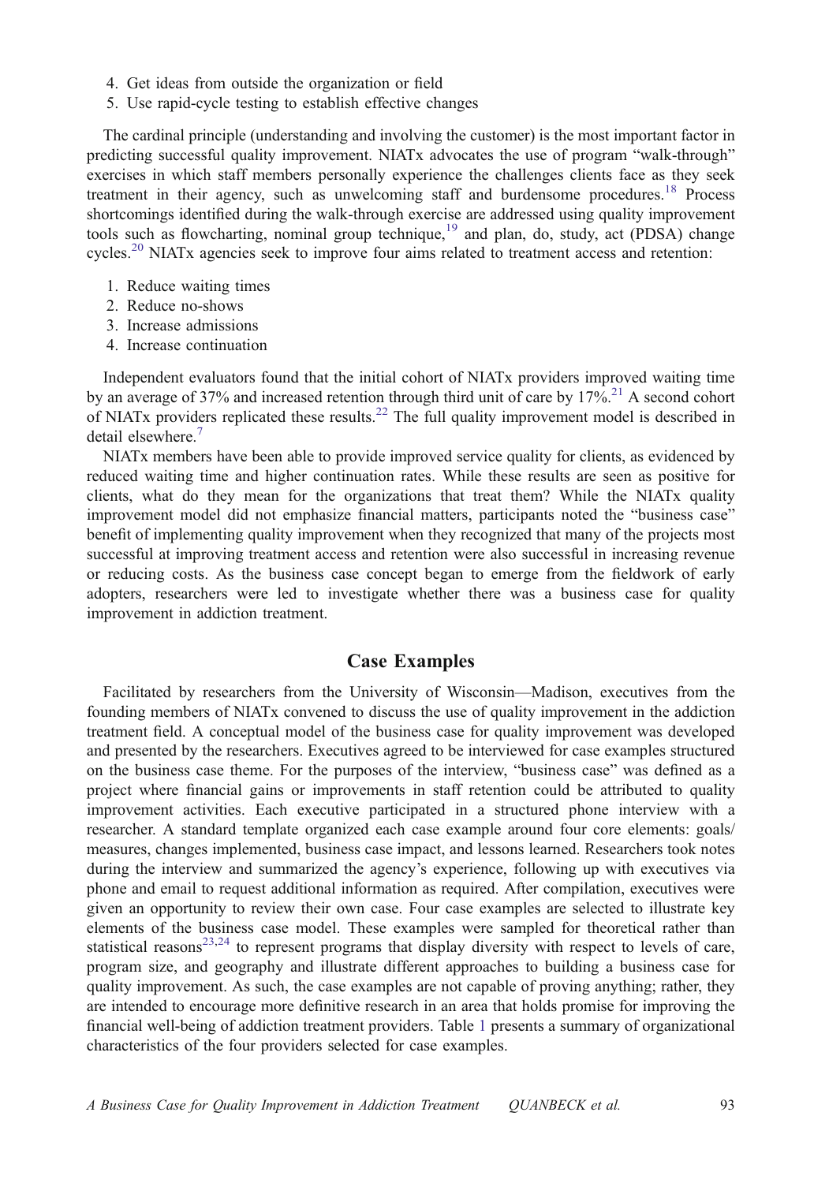4. Get ideas from outside the organization or field
5. Use rapid-cycle testing to establish effective changes

The cardinal principle (understanding and involving the customer) is the most important factor in predicting successful quality improvement. NIATx advocates the use of program "walk-through" exercises in which staff members personally experience the challenges clients face as they seek treatment in their agency, such as unwelcoming staff and burdensome procedures.[18] Process shortcomings identified during the walk-through exercise are addressed using quality improvement tools such as flowcharting, nominal group technique,[19] and plan, do, study, act (PDSA) change cycles.[20] NIATx agencies seek to improve four aims related to treatment access and retention:

1. Reduce waiting times
2. Reduce no-shows
3. Increase admissions
4. Increase continuation

Independent evaluators found that the initial cohort of NIATx providers improved waiting time by an average of 37% and increased retention through third unit of care by 17%.[21] A second cohort of NIATx providers replicated these results.[22] The full quality improvement model is described in detail elsewhere.[7]

NIATx members have been able to provide improved service quality for clients, as evidenced by reduced waiting time and higher continuation rates. While these results are seen as positive for clients, what do they mean for the organizations that treat them? While the NIATx quality improvement model did not emphasize financial matters, participants noted the "business case" benefit of implementing quality improvement when they recognized that many of the projects most successful at improving treatment access and retention were also successful in increasing revenue or reducing costs. As the business case concept began to emerge from the fieldwork of early adopters, researchers were led to investigate whether there was a business case for quality improvement in addiction treatment.

## Case Examples

Facilitated by researchers from the University of Wisconsin—Madison, executives from the founding members of NIATx convened to discuss the use of quality improvement in the addiction treatment field. A conceptual model of the business case for quality improvement was developed and presented by the researchers. Executives agreed to be interviewed for case examples structured on the business case theme. For the purposes of the interview, "business case" was defined as a project where financial gains or improvements in staff retention could be attributed to quality improvement activities. Each executive participated in a structured phone interview with a researcher. A standard template organized each case example around four core elements: goals/measures, changes implemented, business case impact, and lessons learned. Researchers took notes during the interview and summarized the agency's experience, following up with executives via phone and email to request additional information as required. After compilation, executives were given an opportunity to review their own case. Four case examples are selected to illustrate key elements of the business case model. These examples were sampled for theoretical rather than statistical reasons[23,24] to represent programs that display diversity with respect to levels of care, program size, and geography and illustrate different approaches to building a business case for quality improvement. As such, the case examples are not capable of proving anything; rather, they are intended to encourage more definitive research in an area that holds promise for improving the financial well-being of addiction treatment providers. Table 1 presents a summary of organizational characteristics of the four providers selected for case examples.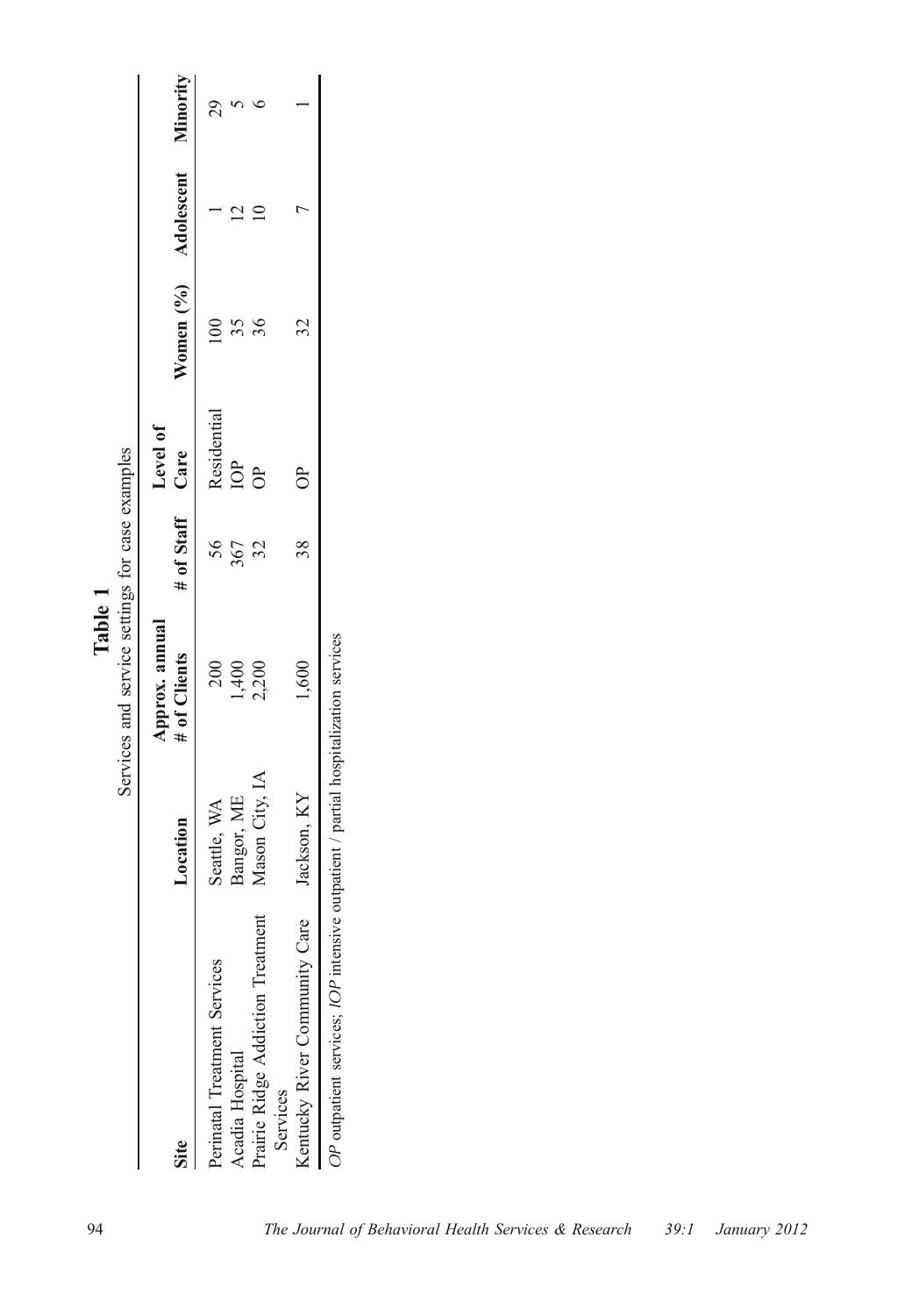**Table 1**

Services and service settings for case examples

| Site | Location | Approx. annual # of Clients | # of Staff | Level of Care | Women (%) | Adolescent | Minority |
|---|---|---|---|---|---|---|---|
| Perinatal Treatment Services | Seattle, WA | 200 | 56 | Residential | 100 | 1 | 29 |
| Acadia Hospital | Bangor, ME | 1,400 | 367 | IOP | 35 | 12 | 5 |
| Prairie Ridge Addiction Treatment Services | Mason City, IA | 2,200 | 32 | OP | 36 | 10 | 6 |
| Kentucky River Community Care | Jackson, KY | 1,600 | 38 | OP | 32 | 7 | 1 |

*OP* outpatient services; *IOP* intensive outpatient / partial hospitalization services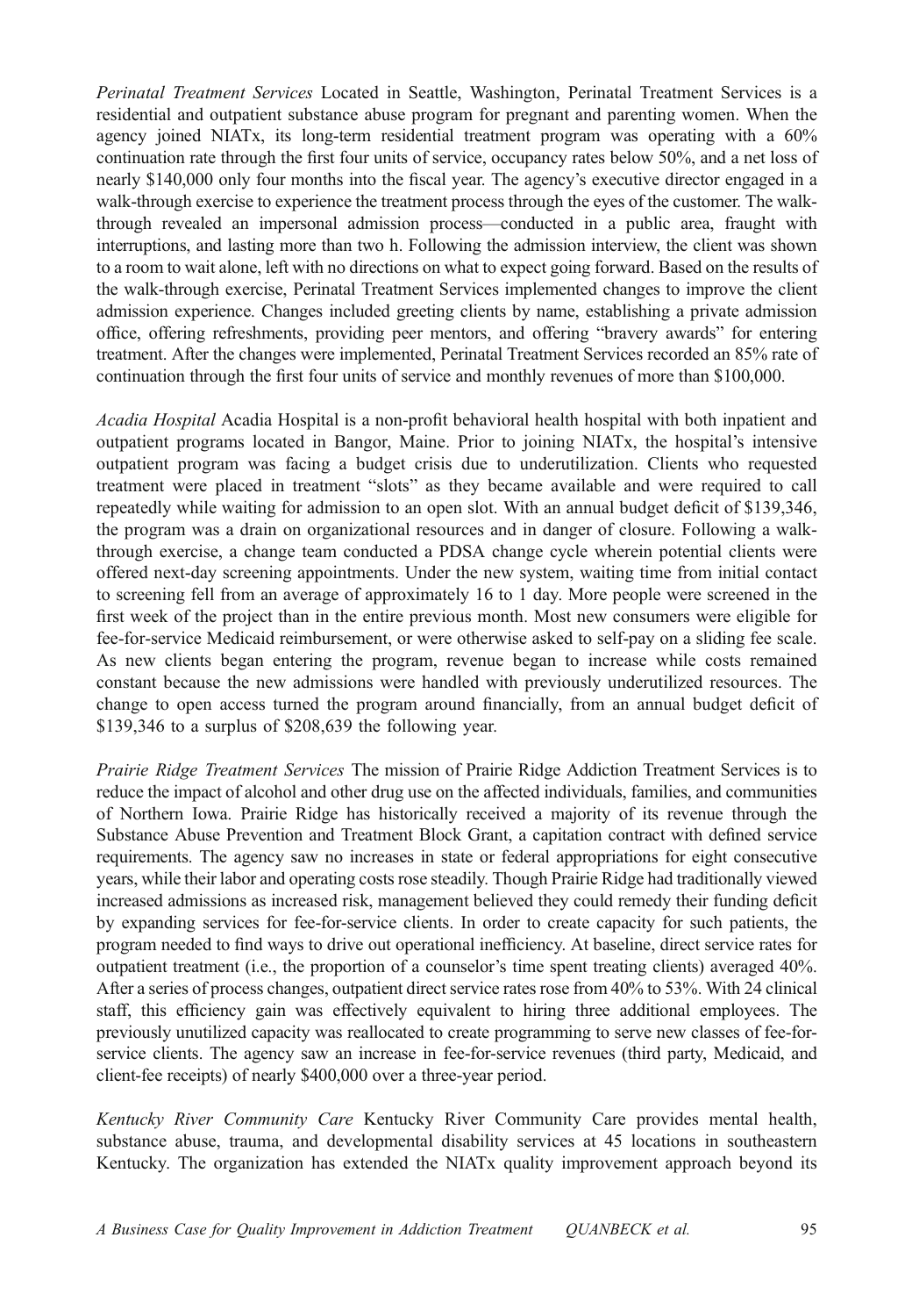*Perinatal Treatment Services* Located in Seattle, Washington, Perinatal Treatment Services is a residential and outpatient substance abuse program for pregnant and parenting women. When the agency joined NIATx, its long-term residential treatment program was operating with a 60% continuation rate through the first four units of service, occupancy rates below 50%, and a net loss of nearly $140,000 only four months into the fiscal year. The agency's executive director engaged in a walk-through exercise to experience the treatment process through the eyes of the customer. The walk-through revealed an impersonal admission process—conducted in a public area, fraught with interruptions, and lasting more than two h. Following the admission interview, the client was shown to a room to wait alone, left with no directions on what to expect going forward. Based on the results of the walk-through exercise, Perinatal Treatment Services implemented changes to improve the client admission experience. Changes included greeting clients by name, establishing a private admission office, offering refreshments, providing peer mentors, and offering "bravery awards" for entering treatment. After the changes were implemented, Perinatal Treatment Services recorded an 85% rate of continuation through the first four units of service and monthly revenues of more than $100,000.

*Acadia Hospital* Acadia Hospital is a non-profit behavioral health hospital with both inpatient and outpatient programs located in Bangor, Maine. Prior to joining NIATx, the hospital's intensive outpatient program was facing a budget crisis due to underutilization. Clients who requested treatment were placed in treatment "slots" as they became available and were required to call repeatedly while waiting for admission to an open slot. With an annual budget deficit of $139,346, the program was a drain on organizational resources and in danger of closure. Following a walk-through exercise, a change team conducted a PDSA change cycle wherein potential clients were offered next-day screening appointments. Under the new system, waiting time from initial contact to screening fell from an average of approximately 16 to 1 day. More people were screened in the first week of the project than in the entire previous month. Most new consumers were eligible for fee-for-service Medicaid reimbursement, or were otherwise asked to self-pay on a sliding fee scale. As new clients began entering the program, revenue began to increase while costs remained constant because the new admissions were handled with previously underutilized resources. The change to open access turned the program around financially, from an annual budget deficit of $139,346 to a surplus of $208,639 the following year.

*Prairie Ridge Treatment Services* The mission of Prairie Ridge Addiction Treatment Services is to reduce the impact of alcohol and other drug use on the affected individuals, families, and communities of Northern Iowa. Prairie Ridge has historically received a majority of its revenue through the Substance Abuse Prevention and Treatment Block Grant, a capitation contract with defined service requirements. The agency saw no increases in state or federal appropriations for eight consecutive years, while their labor and operating costs rose steadily. Though Prairie Ridge had traditionally viewed increased admissions as increased risk, management believed they could remedy their funding deficit by expanding services for fee-for-service clients. In order to create capacity for such patients, the program needed to find ways to drive out operational inefficiency. At baseline, direct service rates for outpatient treatment (i.e., the proportion of a counselor's time spent treating clients) averaged 40%. After a series of process changes, outpatient direct service rates rose from 40% to 53%. With 24 clinical staff, this efficiency gain was effectively equivalent to hiring three additional employees. The previously unutilized capacity was reallocated to create programming to serve new classes of fee-for-service clients. The agency saw an increase in fee-for-service revenues (third party, Medicaid, and client-fee receipts) of nearly $400,000 over a three-year period.

*Kentucky River Community Care* Kentucky River Community Care provides mental health, substance abuse, trauma, and developmental disability services at 45 locations in southeastern Kentucky. The organization has extended the NIATx quality improvement approach beyond its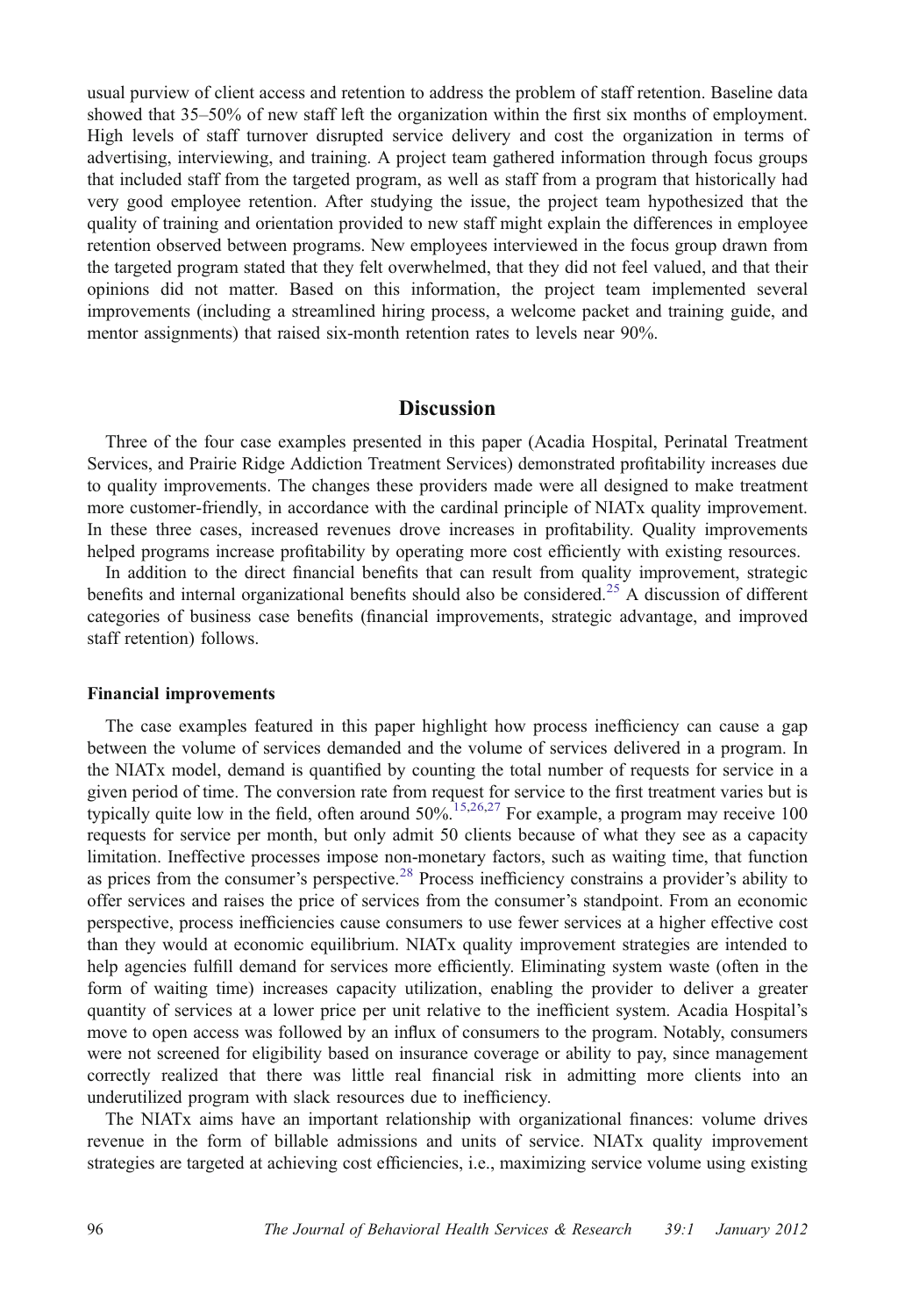usual purview of client access and retention to address the problem of staff retention. Baseline data showed that 35–50% of new staff left the organization within the first six months of employment. High levels of staff turnover disrupted service delivery and cost the organization in terms of advertising, interviewing, and training. A project team gathered information through focus groups that included staff from the targeted program, as well as staff from a program that historically had very good employee retention. After studying the issue, the project team hypothesized that the quality of training and orientation provided to new staff might explain the differences in employee retention observed between programs. New employees interviewed in the focus group drawn from the targeted program stated that they felt overwhelmed, that they did not feel valued, and that their opinions did not matter. Based on this information, the project team implemented several improvements (including a streamlined hiring process, a welcome packet and training guide, and mentor assignments) that raised six-month retention rates to levels near 90%.

## Discussion

Three of the four case examples presented in this paper (Acadia Hospital, Perinatal Treatment Services, and Prairie Ridge Addiction Treatment Services) demonstrated profitability increases due to quality improvements. The changes these providers made were all designed to make treatment more customer-friendly, in accordance with the cardinal principle of NIATx quality improvement. In these three cases, increased revenues drove increases in profitability. Quality improvements helped programs increase profitability by operating more cost efficiently with existing resources.

In addition to the direct financial benefits that can result from quality improvement, strategic benefits and internal organizational benefits should also be considered.[25] A discussion of different categories of business case benefits (financial improvements, strategic advantage, and improved staff retention) follows.

### Financial improvements

The case examples featured in this paper highlight how process inefficiency can cause a gap between the volume of services demanded and the volume of services delivered in a program. In the NIATx model, demand is quantified by counting the total number of requests for service in a given period of time. The conversion rate from request for service to the first treatment varies but is typically quite low in the field, often around 50%.[15,26,27] For example, a program may receive 100 requests for service per month, but only admit 50 clients because of what they see as a capacity limitation. Ineffective processes impose non-monetary factors, such as waiting time, that function as prices from the consumer's perspective.[28] Process inefficiency constrains a provider's ability to offer services and raises the price of services from the consumer's standpoint. From an economic perspective, process inefficiencies cause consumers to use fewer services at a higher effective cost than they would at economic equilibrium. NIATx quality improvement strategies are intended to help agencies fulfill demand for services more efficiently. Eliminating system waste (often in the form of waiting time) increases capacity utilization, enabling the provider to deliver a greater quantity of services at a lower price per unit relative to the inefficient system. Acadia Hospital's move to open access was followed by an influx of consumers to the program. Notably, consumers were not screened for eligibility based on insurance coverage or ability to pay, since management correctly realized that there was little real financial risk in admitting more clients into an underutilized program with slack resources due to inefficiency.

The NIATx aims have an important relationship with organizational finances: volume drives revenue in the form of billable admissions and units of service. NIATx quality improvement strategies are targeted at achieving cost efficiencies, i.e., maximizing service volume using existing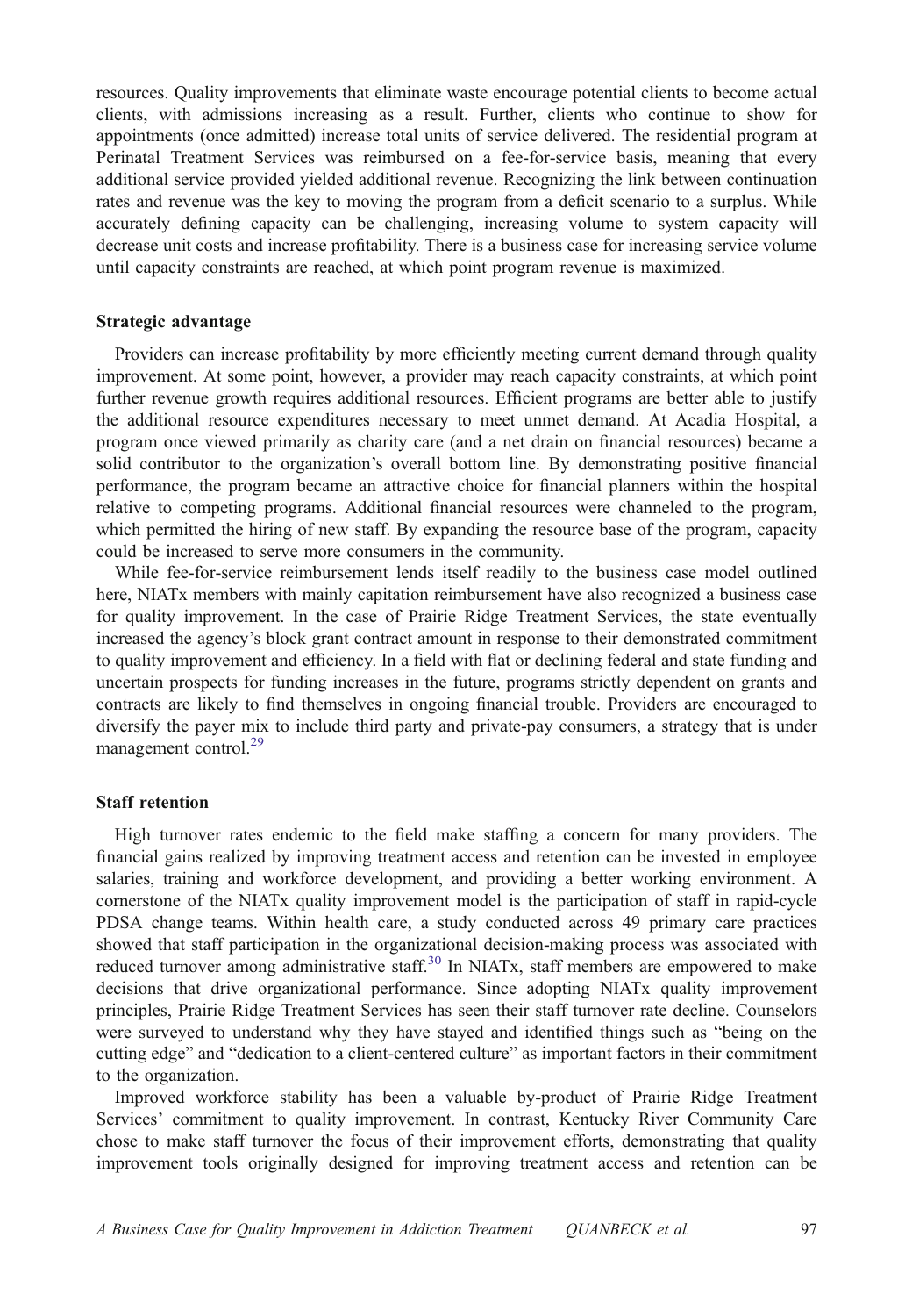resources. Quality improvements that eliminate waste encourage potential clients to become actual clients, with admissions increasing as a result. Further, clients who continue to show for appointments (once admitted) increase total units of service delivered. The residential program at Perinatal Treatment Services was reimbursed on a fee-for-service basis, meaning that every additional service provided yielded additional revenue. Recognizing the link between continuation rates and revenue was the key to moving the program from a deficit scenario to a surplus. While accurately defining capacity can be challenging, increasing volume to system capacity will decrease unit costs and increase profitability. There is a business case for increasing service volume until capacity constraints are reached, at which point program revenue is maximized.

### Strategic advantage

Providers can increase profitability by more efficiently meeting current demand through quality improvement. At some point, however, a provider may reach capacity constraints, at which point further revenue growth requires additional resources. Efficient programs are better able to justify the additional resource expenditures necessary to meet unmet demand. At Acadia Hospital, a program once viewed primarily as charity care (and a net drain on financial resources) became a solid contributor to the organization's overall bottom line. By demonstrating positive financial performance, the program became an attractive choice for financial planners within the hospital relative to competing programs. Additional financial resources were channeled to the program, which permitted the hiring of new staff. By expanding the resource base of the program, capacity could be increased to serve more consumers in the community.

While fee-for-service reimbursement lends itself readily to the business case model outlined here, NIATx members with mainly capitation reimbursement have also recognized a business case for quality improvement. In the case of Prairie Ridge Treatment Services, the state eventually increased the agency's block grant contract amount in response to their demonstrated commitment to quality improvement and efficiency. In a field with flat or declining federal and state funding and uncertain prospects for funding increases in the future, programs strictly dependent on grants and contracts are likely to find themselves in ongoing financial trouble. Providers are encouraged to diversify the payer mix to include third party and private-pay consumers, a strategy that is under management control.[29]

### Staff retention

High turnover rates endemic to the field make staffing a concern for many providers. The financial gains realized by improving treatment access and retention can be invested in employee salaries, training and workforce development, and providing a better working environment. A cornerstone of the NIATx quality improvement model is the participation of staff in rapid-cycle PDSA change teams. Within health care, a study conducted across 49 primary care practices showed that staff participation in the organizational decision-making process was associated with reduced turnover among administrative staff.[30] In NIATx, staff members are empowered to make decisions that drive organizational performance. Since adopting NIATx quality improvement principles, Prairie Ridge Treatment Services has seen their staff turnover rate decline. Counselors were surveyed to understand why they have stayed and identified things such as "being on the cutting edge" and "dedication to a client-centered culture" as important factors in their commitment to the organization.

Improved workforce stability has been a valuable by-product of Prairie Ridge Treatment Services' commitment to quality improvement. In contrast, Kentucky River Community Care chose to make staff turnover the focus of their improvement efforts, demonstrating that quality improvement tools originally designed for improving treatment access and retention can be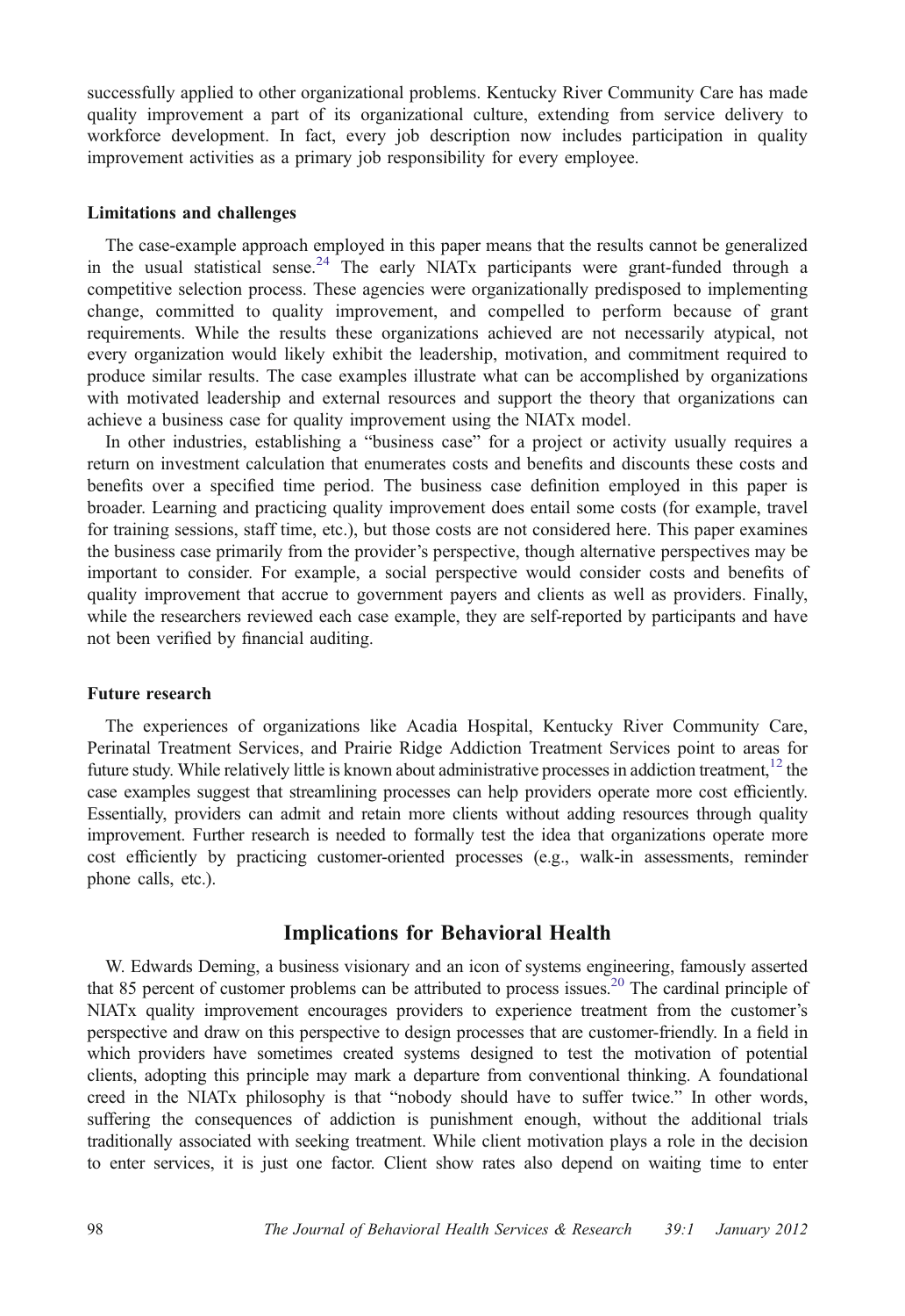successfully applied to other organizational problems. Kentucky River Community Care has made quality improvement a part of its organizational culture, extending from service delivery to workforce development. In fact, every job description now includes participation in quality improvement activities as a primary job responsibility for every employee.

### Limitations and challenges

The case-example approach employed in this paper means that the results cannot be generalized in the usual statistical sense.[24] The early NIATx participants were grant-funded through a competitive selection process. These agencies were organizationally predisposed to implementing change, committed to quality improvement, and compelled to perform because of grant requirements. While the results these organizations achieved are not necessarily atypical, not every organization would likely exhibit the leadership, motivation, and commitment required to produce similar results. The case examples illustrate what can be accomplished by organizations with motivated leadership and external resources and support the theory that organizations can achieve a business case for quality improvement using the NIATx model.

In other industries, establishing a "business case" for a project or activity usually requires a return on investment calculation that enumerates costs and benefits and discounts these costs and benefits over a specified time period. The business case definition employed in this paper is broader. Learning and practicing quality improvement does entail some costs (for example, travel for training sessions, staff time, etc.), but those costs are not considered here. This paper examines the business case primarily from the provider's perspective, though alternative perspectives may be important to consider. For example, a social perspective would consider costs and benefits of quality improvement that accrue to government payers and clients as well as providers. Finally, while the researchers reviewed each case example, they are self-reported by participants and have not been verified by financial auditing.

### Future research

The experiences of organizations like Acadia Hospital, Kentucky River Community Care, Perinatal Treatment Services, and Prairie Ridge Addiction Treatment Services point to areas for future study. While relatively little is known about administrative processes in addiction treatment,[12] the case examples suggest that streamlining processes can help providers operate more cost efficiently. Essentially, providers can admit and retain more clients without adding resources through quality improvement. Further research is needed to formally test the idea that organizations operate more cost efficiently by practicing customer-oriented processes (e.g., walk-in assessments, reminder phone calls, etc.).

## Implications for Behavioral Health

W. Edwards Deming, a business visionary and an icon of systems engineering, famously asserted that 85 percent of customer problems can be attributed to process issues.[20] The cardinal principle of NIATx quality improvement encourages providers to experience treatment from the customer's perspective and draw on this perspective to design processes that are customer-friendly. In a field in which providers have sometimes created systems designed to test the motivation of potential clients, adopting this principle may mark a departure from conventional thinking. A foundational creed in the NIATx philosophy is that "nobody should have to suffer twice." In other words, suffering the consequences of addiction is punishment enough, without the additional trials traditionally associated with seeking treatment. While client motivation plays a role in the decision to enter services, it is just one factor. Client show rates also depend on waiting time to enter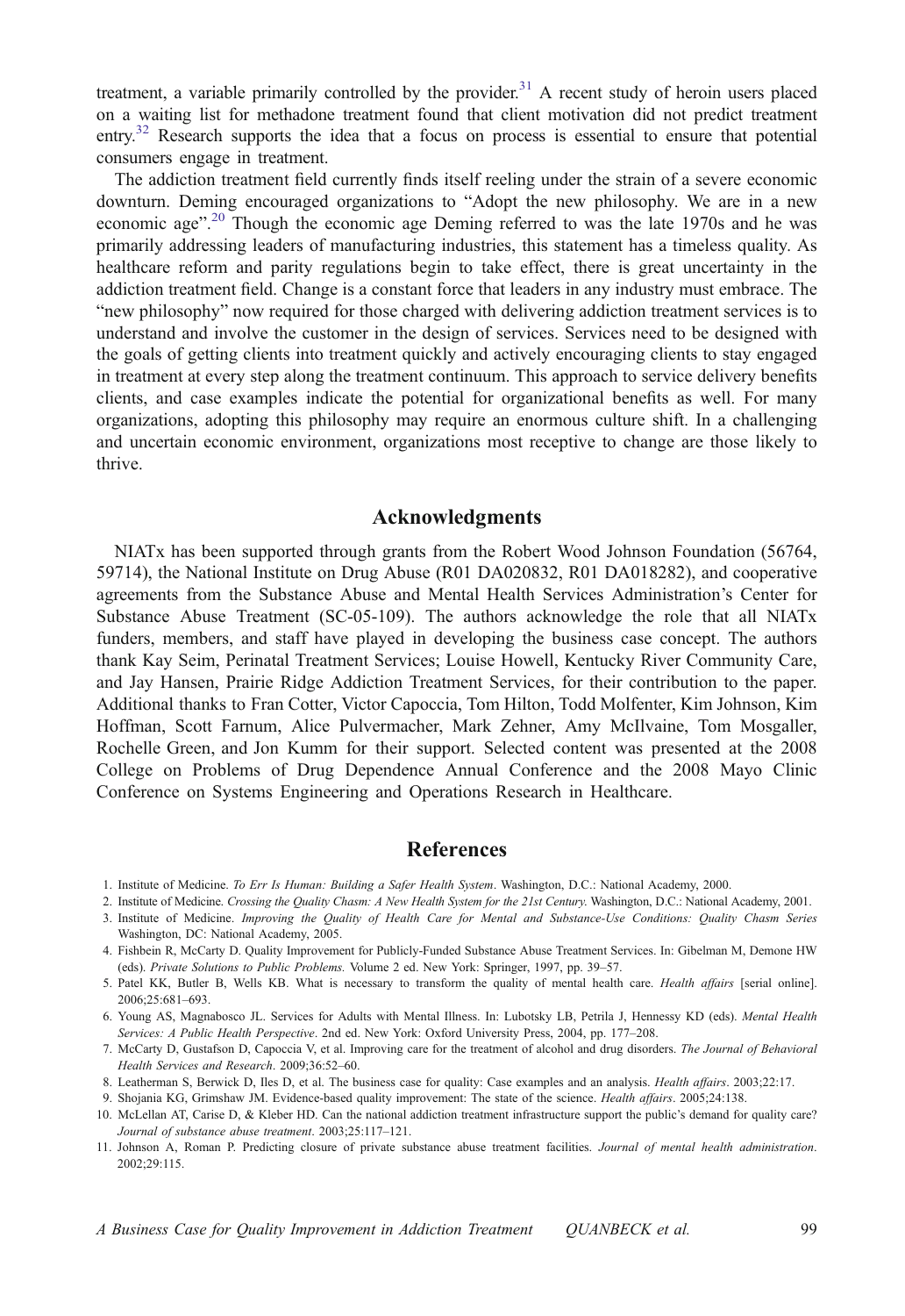treatment, a variable primarily controlled by the provider.[31] A recent study of heroin users placed on a waiting list for methadone treatment found that client motivation did not predict treatment entry.[32] Research supports the idea that a focus on process is essential to ensure that potential consumers engage in treatment.

The addiction treatment field currently finds itself reeling under the strain of a severe economic downturn. Deming encouraged organizations to "Adopt the new philosophy. We are in a new economic age".[20] Though the economic age Deming referred to was the late 1970s and he was primarily addressing leaders of manufacturing industries, this statement has a timeless quality. As healthcare reform and parity regulations begin to take effect, there is great uncertainty in the addiction treatment field. Change is a constant force that leaders in any industry must embrace. The "new philosophy" now required for those charged with delivering addiction treatment services is to understand and involve the customer in the design of services. Services need to be designed with the goals of getting clients into treatment quickly and actively encouraging clients to stay engaged in treatment at every step along the treatment continuum. This approach to service delivery benefits clients, and case examples indicate the potential for organizational benefits as well. For many organizations, adopting this philosophy may require an enormous culture shift. In a challenging and uncertain economic environment, organizations most receptive to change are those likely to thrive.

## Acknowledgments

NIATx has been supported through grants from the Robert Wood Johnson Foundation (56764, 59714), the National Institute on Drug Abuse (R01 DA020832, R01 DA018282), and cooperative agreements from the Substance Abuse and Mental Health Services Administration's Center for Substance Abuse Treatment (SC-05-109). The authors acknowledge the role that all NIATx funders, members, and staff have played in developing the business case concept. The authors thank Kay Seim, Perinatal Treatment Services; Louise Howell, Kentucky River Community Care, and Jay Hansen, Prairie Ridge Addiction Treatment Services, for their contribution to the paper. Additional thanks to Fran Cotter, Victor Capoccia, Tom Hilton, Todd Molfenter, Kim Johnson, Kim Hoffman, Scott Farnum, Alice Pulvermacher, Mark Zehner, Amy McIlvaine, Tom Mosgaller, Rochelle Green, and Jon Kumm for their support. Selected content was presented at the 2008 College on Problems of Drug Dependence Annual Conference and the 2008 Mayo Clinic Conference on Systems Engineering and Operations Research in Healthcare.

## References

1. Institute of Medicine. *To Err Is Human: Building a Safer Health System*. Washington, D.C.: National Academy, 2000.
2. Institute of Medicine. *Crossing the Quality Chasm: A New Health System for the 21st Century.* Washington, D.C.: National Academy, 2001.
3. Institute of Medicine. *Improving the Quality of Health Care for Mental and Substance-Use Conditions: Quality Chasm Series* Washington, DC: National Academy, 2005.
4. Fishbein R, McCarty D. Quality Improvement for Publicly-Funded Substance Abuse Treatment Services. In: Gibelman M, Demone HW (eds). *Private Solutions to Public Problems.* Volume 2 ed. New York: Springer, 1997, pp. 39–57.
5. Patel KK, Butler B, Wells KB. What is necessary to transform the quality of mental health care. *Health affairs* [serial online]. 2006;25:681–693.
6. Young AS, Magnabosco JL. Services for Adults with Mental Illness. In: Lubotsky LB, Petrila J, Hennessy KD (eds). *Mental Health Services: A Public Health Perspective*. 2nd ed. New York: Oxford University Press, 2004, pp. 177–208.
7. McCarty D, Gustafson D, Capoccia V, et al. Improving care for the treatment of alcohol and drug disorders. *The Journal of Behavioral Health Services and Research*. 2009;36:52–60.
8. Leatherman S, Berwick D, Iles D, et al. The business case for quality: Case examples and an analysis. *Health affairs*. 2003;22:17.
9. Shojania KG, Grimshaw JM. Evidence-based quality improvement: The state of the science. *Health affairs*. 2005;24:138.
10. McLellan AT, Carise D, & Kleber HD. Can the national addiction treatment infrastructure support the public's demand for quality care? *Journal of substance abuse treatment*. 2003;25:117–121.
11. Johnson A, Roman P. Predicting closure of private substance abuse treatment facilities. *Journal of mental health administration*. 2002;29:115.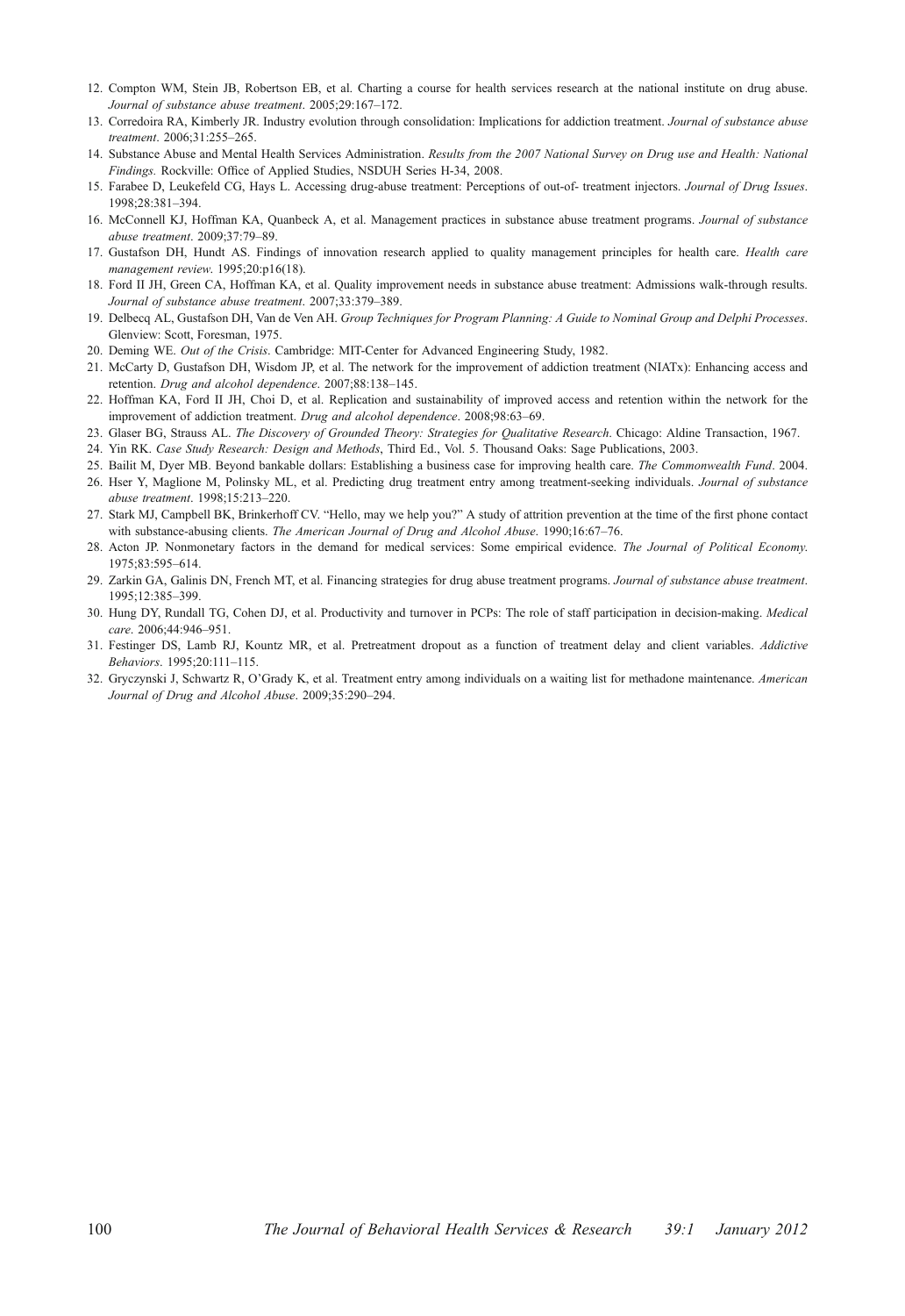12. Compton WM, Stein JB, Robertson EB, et al. Charting a course for health services research at the national institute on drug abuse. *Journal of substance abuse treatment*. 2005;29:167–172.
13. Corredoira RA, Kimberly JR. Industry evolution through consolidation: Implications for addiction treatment. *Journal of substance abuse treatment*. 2006;31:255–265.
14. Substance Abuse and Mental Health Services Administration. *Results from the 2007 National Survey on Drug use and Health: National Findings*. Rockville: Office of Applied Studies, NSDUH Series H-34, 2008.
15. Farabee D, Leukefeld CG, Hays L. Accessing drug-abuse treatment: Perceptions of out-of- treatment injectors. *Journal of Drug Issues*. 1998;28:381–394.
16. McConnell KJ, Hoffman KA, Quanbeck A, et al. Management practices in substance abuse treatment programs. *Journal of substance abuse treatment*. 2009;37:79–89.
17. Gustafson DH, Hundt AS. Findings of innovation research applied to quality management principles for health care. *Health care management review*. 1995;20:p16(18).
18. Ford II JH, Green CA, Hoffman KA, et al. Quality improvement needs in substance abuse treatment: Admissions walk-through results. *Journal of substance abuse treatment*. 2007;33:379–389.
19. Delbecq AL, Gustafson DH, Van de Ven AH. *Group Techniques for Program Planning: A Guide to Nominal Group and Delphi Processes*. Glenview: Scott, Foresman, 1975.
20. Deming WE. *Out of the Crisis*. Cambridge: MIT-Center for Advanced Engineering Study, 1982.
21. McCarty D, Gustafson DH, Wisdom JP, et al. The network for the improvement of addiction treatment (NIATx): Enhancing access and retention. *Drug and alcohol dependence*. 2007;88:138–145.
22. Hoffman KA, Ford II JH, Choi D, et al. Replication and sustainability of improved access and retention within the network for the improvement of addiction treatment. *Drug and alcohol dependence*. 2008;98:63–69.
23. Glaser BG, Strauss AL. *The Discovery of Grounded Theory: Strategies for Qualitative Research*. Chicago: Aldine Transaction, 1967.
24. Yin RK. *Case Study Research: Design and Methods*, Third Ed., Vol. 5. Thousand Oaks: Sage Publications, 2003.
25. Bailit M, Dyer MB. Beyond bankable dollars: Establishing a business case for improving health care. *The Commonwealth Fund*. 2004.
26. Hser Y, Maglione M, Polinsky ML, et al. Predicting drug treatment entry among treatment-seeking individuals. *Journal of substance abuse treatment*. 1998;15:213–220.
27. Stark MJ, Campbell BK, Brinkerhoff CV. "Hello, may we help you?" A study of attrition prevention at the time of the first phone contact with substance-abusing clients. *The American Journal of Drug and Alcohol Abuse*. 1990;16:67–76.
28. Acton JP. Nonmonetary factors in the demand for medical services: Some empirical evidence. *The Journal of Political Economy.* 1975;83:595–614.
29. Zarkin GA, Galinis DN, French MT, et al. Financing strategies for drug abuse treatment programs. *Journal of substance abuse treatment*. 1995;12:385–399.
30. Hung DY, Rundall TG, Cohen DJ, et al. Productivity and turnover in PCPs: The role of staff participation in decision-making. *Medical care*. 2006;44:946–951.
31. Festinger DS, Lamb RJ, Kountz MR, et al. Pretreatment dropout as a function of treatment delay and client variables. *Addictive Behaviors*. 1995;20:111–115.
32. Gryczynski J, Schwartz R, O'Grady K, et al. Treatment entry among individuals on a waiting list for methadone maintenance. *American Journal of Drug and Alcohol Abuse*. 2009;35:290–294.